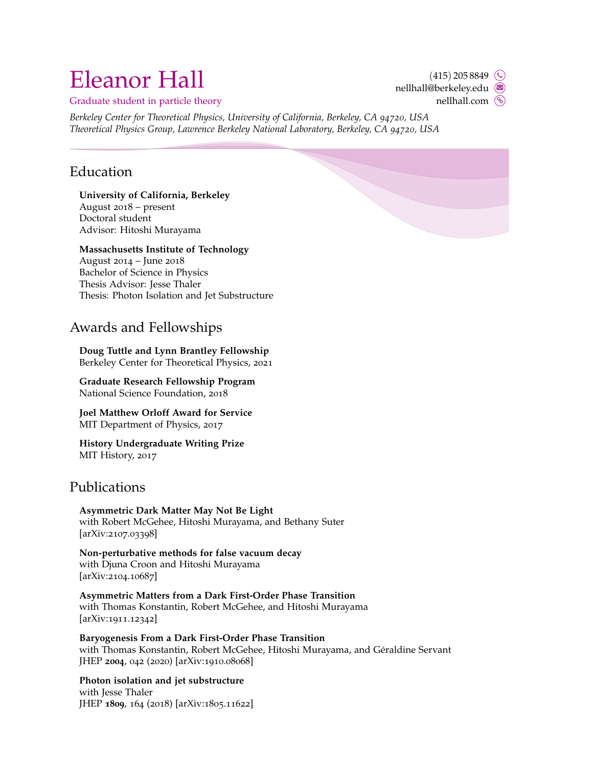# Eleanor Hall

Graduate student in particle theory

(415) 205 8849
nellhall@berkeley.edu
nellhall.com

*Berkeley Center for Theoretical Physics, University of California, Berkeley, CA 94720, USA*
*Theoretical Physics Group, Lawrence Berkeley National Laboratory, Berkeley, CA 94720, USA*

## Education

**University of California, Berkeley**
August 2018 – present
Doctoral student
Advisor: Hitoshi Murayama

**Massachusetts Institute of Technology**
August 2014 – June 2018
Bachelor of Science in Physics
Thesis Advisor: Jesse Thaler
Thesis: Photon Isolation and Jet Substructure

## Awards and Fellowships

**Doug Tuttle and Lynn Brantley Fellowship**
Berkeley Center for Theoretical Physics, 2021

**Graduate Research Fellowship Program**
National Science Foundation, 2018

**Joel Matthew Orloff Award for Service**
MIT Department of Physics, 2017

**History Undergraduate Writing Prize**
MIT History, 2017

## Publications

**Asymmetric Dark Matter May Not Be Light**
with Robert McGehee, Hitoshi Murayama, and Bethany Suter
[arXiv:2107.03398]

**Non-perturbative methods for false vacuum decay**
with Djuna Croon and Hitoshi Murayama
[arXiv:2104.10687]

**Asymmetric Matters from a Dark First-Order Phase Transition**
with Thomas Konstantin, Robert McGehee, and Hitoshi Murayama
[arXiv:1911.12342]

**Baryogenesis From a Dark First-Order Phase Transition**
with Thomas Konstantin, Robert McGehee, Hitoshi Murayama, and Géraldine Servant
JHEP **2004**, 042 (2020) [arXiv:1910.08068]

**Photon isolation and jet substructure**
with Jesse Thaler
JHEP **1809**, 164 (2018) [arXiv:1805.11622]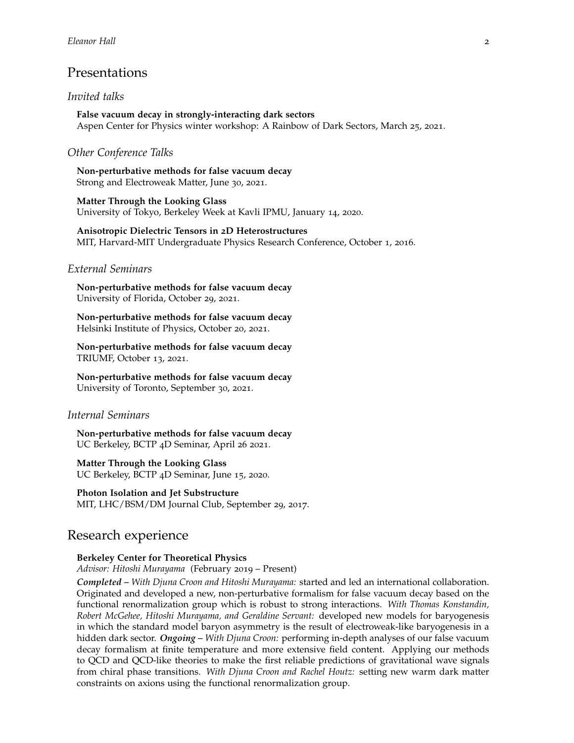## Presentations

### *Invited talks*

**False vacuum decay in strongly-interacting dark sectors**
Aspen Center for Physics winter workshop: A Rainbow of Dark Sectors, March 25, 2021.

### *Other Conference Talks*

**Non-perturbative methods for false vacuum decay**
Strong and Electroweak Matter, June 30, 2021.

**Matter Through the Looking Glass**
University of Tokyo, Berkeley Week at Kavli IPMU, January 14, 2020.

**Anisotropic Dielectric Tensors in 2D Heterostructures**
MIT, Harvard-MIT Undergraduate Physics Research Conference, October 1, 2016.

### *External Seminars*

**Non-perturbative methods for false vacuum decay**
University of Florida, October 29, 2021.

**Non-perturbative methods for false vacuum decay**
Helsinki Institute of Physics, October 20, 2021.

**Non-perturbative methods for false vacuum decay**
TRIUMF, October 13, 2021.

**Non-perturbative methods for false vacuum decay**
University of Toronto, September 30, 2021.

### *Internal Seminars*

**Non-perturbative methods for false vacuum decay**
UC Berkeley, BCTP 4D Seminar, April 26 2021.

**Matter Through the Looking Glass**
UC Berkeley, BCTP 4D Seminar, June 15, 2020.

**Photon Isolation and Jet Substructure**
MIT, LHC/BSM/DM Journal Club, September 29, 2017.

## Research experience

**Berkeley Center for Theoretical Physics**
*Advisor: Hitoshi Murayama* (February 2019 – Present)

***Completed*** – *With Djuna Croon and Hitoshi Murayama:* started and led an international collaboration. Originated and developed a new, non-perturbative formalism for false vacuum decay based on the functional renormalization group which is robust to strong interactions. *With Thomas Konstandin, Robert McGehee, Hitoshi Murayama, and Geraldine Servant:* developed new models for baryogenesis in which the standard model baryon asymmetry is the result of electroweak-like baryogenesis in a hidden dark sector. ***Ongoing*** – *With Djuna Croon:* performing in-depth analyses of our false vacuum decay formalism at finite temperature and more extensive field content. Applying our methods to QCD and QCD-like theories to make the first reliable predictions of gravitational wave signals from chiral phase transitions. *With Djuna Croon and Rachel Houtz:* setting new warm dark matter constraints on axions using the functional renormalization group.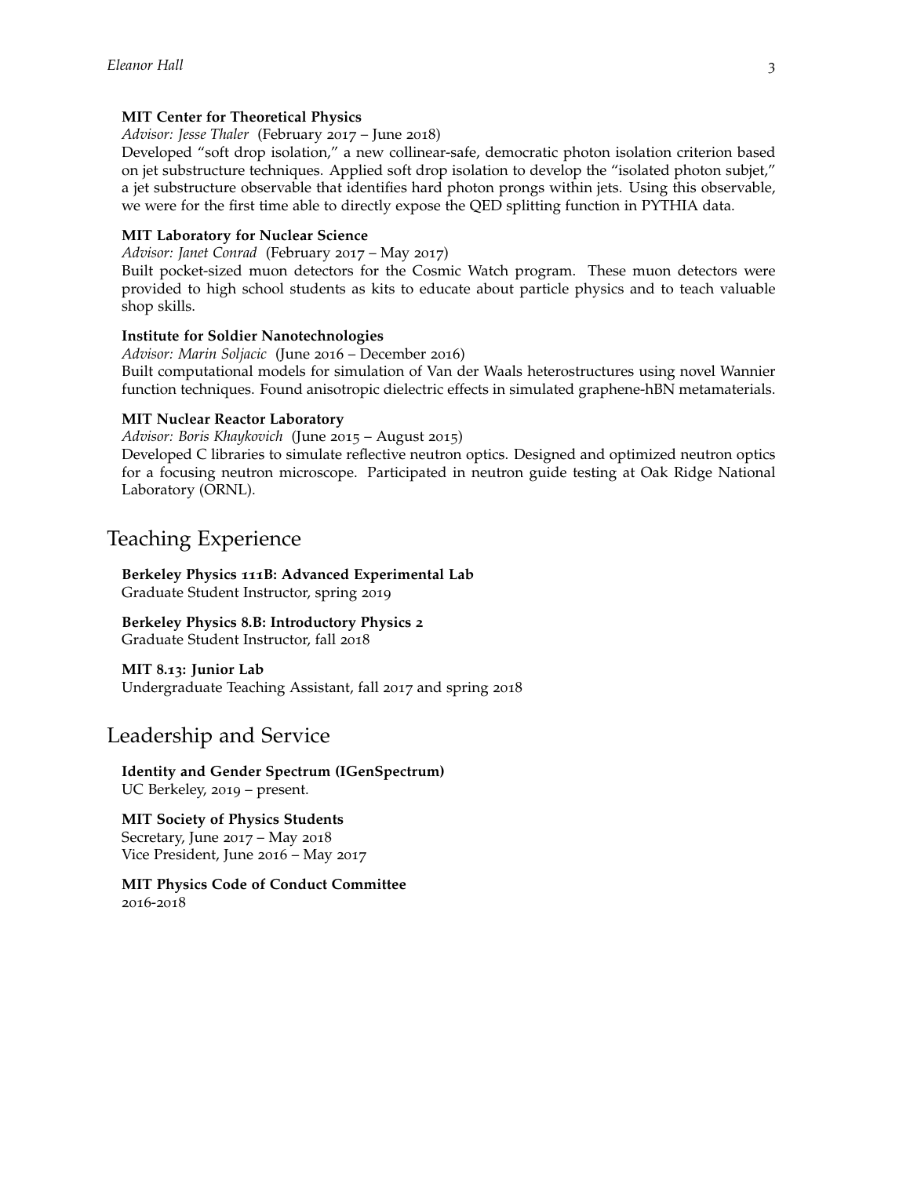**MIT Center for Theoretical Physics**
*Advisor: Jesse Thaler* (February 2017 – June 2018)
Developed "soft drop isolation," a new collinear-safe, democratic photon isolation criterion based on jet substructure techniques. Applied soft drop isolation to develop the "isolated photon subjet," a jet substructure observable that identifies hard photon prongs within jets. Using this observable, we were for the first time able to directly expose the QED splitting function in PYTHIA data.

**MIT Laboratory for Nuclear Science**
*Advisor: Janet Conrad* (February 2017 – May 2017)
Built pocket-sized muon detectors for the Cosmic Watch program. These muon detectors were provided to high school students as kits to educate about particle physics and to teach valuable shop skills.

**Institute for Soldier Nanotechnologies**
*Advisor: Marin Soljacic* (June 2016 – December 2016)
Built computational models for simulation of Van der Waals heterostructures using novel Wannier function techniques. Found anisotropic dielectric effects in simulated graphene-hBN metamaterials.

**MIT Nuclear Reactor Laboratory**
*Advisor: Boris Khaykovich* (June 2015 – August 2015)
Developed C libraries to simulate reflective neutron optics. Designed and optimized neutron optics for a focusing neutron microscope. Participated in neutron guide testing at Oak Ridge National Laboratory (ORNL).

## Teaching Experience

**Berkeley Physics 111B: Advanced Experimental Lab**
Graduate Student Instructor, spring 2019

**Berkeley Physics 8.B: Introductory Physics 2**
Graduate Student Instructor, fall 2018

**MIT 8.13: Junior Lab**
Undergraduate Teaching Assistant, fall 2017 and spring 2018

## Leadership and Service

**Identity and Gender Spectrum (IGenSpectrum)**
UC Berkeley, 2019 – present.

**MIT Society of Physics Students**
Secretary, June 2017 – May 2018
Vice President, June 2016 – May 2017

**MIT Physics Code of Conduct Committee**
2016-2018